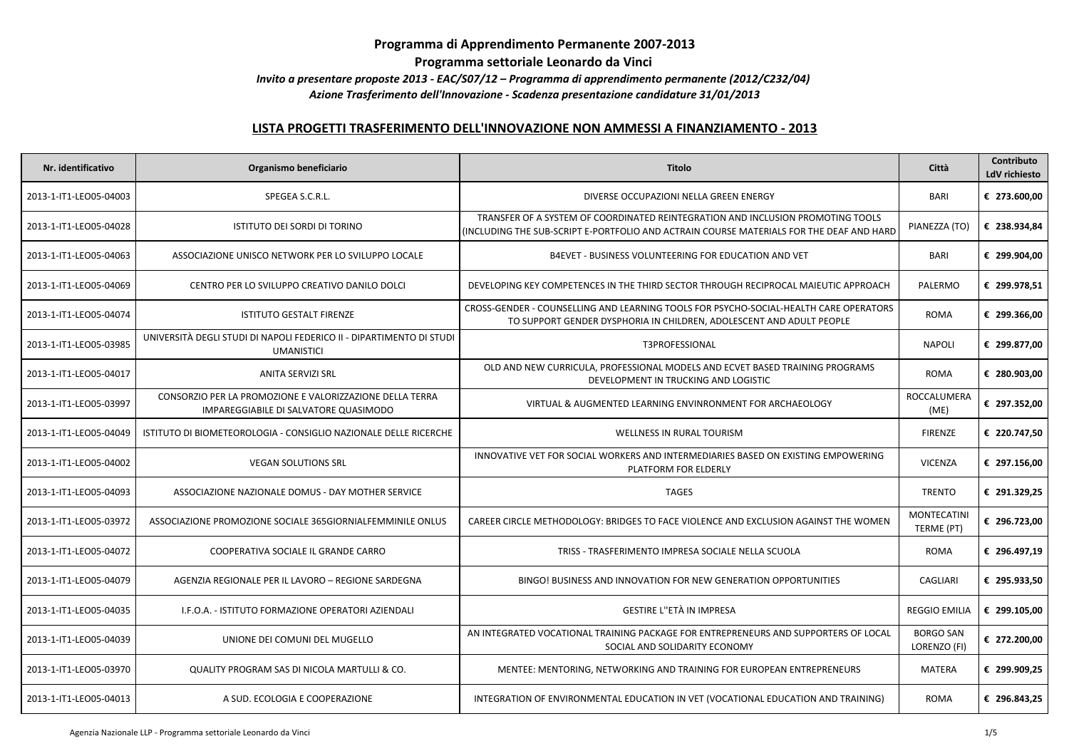# Programma di Apprendimento Permanente 2007-2013

## Programma settoriale Leonardo da Vinci

*Invito a presentare proposte 2013 - EAC/S07/12 – Programma di apprendimento permanente (2012/C232/04)*

*Azione Trasferimento dell'Innovazione - Scadenza presentazione candidature 31/01/2013*

## LISTA PROGETTI TRASFERIMENTO DELL'INNOVAZIONE NON AMMESSI A FINANZIAMENTO - 2013

| Nr. identificativo | Organismo beneficiario | Titolo | Città | Contributo LdV richiesto |
|---|---|---|---|---|
| 2013-1-IT1-LEO05-04003 | SPEGEA S.C.R.L. | DIVERSE OCCUPAZIONI NELLA GREEN ENERGY | BARI | € 273.600,00 |
| 2013-1-IT1-LEO05-04028 | ISTITUTO DEI SORDI DI TORINO | TRANSFER OF A SYSTEM OF COORDINATED REINTEGRATION AND INCLUSION PROMOTING TOOLS (INCLUDING THE SUB-SCRIPT E-PORTFOLIO AND ACTRAIN COURSE MATERIALS FOR THE DEAF AND HARD | PIANEZZA (TO) | € 238.934,84 |
| 2013-1-IT1-LEO05-04063 | ASSOCIAZIONE UNISCO NETWORK PER LO SVILUPPO LOCALE | B4EVET - BUSINESS VOLUNTEERING FOR EDUCATION AND VET | BARI | € 299.904,00 |
| 2013-1-IT1-LEO05-04069 | CENTRO PER LO SVILUPPO CREATIVO DANILO DOLCI | DEVELOPING KEY COMPETENCES IN THE THIRD SECTOR THROUGH RECIPROCAL MAIEUTIC APPROACH | PALERMO | € 299.978,51 |
| 2013-1-IT1-LEO05-04074 | ISTITUTO GESTALT FIRENZE | CROSS-GENDER - COUNSELLING AND LEARNING TOOLS FOR PSYCHO-SOCIAL-HEALTH CARE OPERATORS TO SUPPORT GENDER DYSPHORIA IN CHILDREN, ADOLESCENT AND ADULT PEOPLE | ROMA | € 299.366,00 |
| 2013-1-IT1-LEO05-03985 | UNIVERSITÀ DEGLI STUDI DI NAPOLI FEDERICO II - DIPARTIMENTO DI STUDI UMANISTICI | T3PROFESSIONAL | NAPOLI | € 299.877,00 |
| 2013-1-IT1-LEO05-04017 | ANITA SERVIZI SRL | OLD AND NEW CURRICULA, PROFESSIONAL MODELS AND ECVET BASED TRAINING PROGRAMS DEVELOPMENT IN TRUCKING AND LOGISTIC | ROMA | € 280.903,00 |
| 2013-1-IT1-LEO05-03997 | CONSORZIO PER LA PROMOZIONE E VALORIZZAZIONE DELLA TERRA IMPAREGGIABILE DI SALVATORE QUASIMODO | VIRTUAL & AUGMENTED LEARNING ENVINRONMENT FOR ARCHAEOLOGY | ROCCALUMERA (ME) | € 297.352,00 |
| 2013-1-IT1-LEO05-04049 | ISTITUTO DI BIOMETEOROLOGIA - CONSIGLIO NAZIONALE DELLE RICERCHE | WELLNESS IN RURAL TOURISM | FIRENZE | € 220.747,50 |
| 2013-1-IT1-LEO05-04002 | VEGAN SOLUTIONS SRL | INNOVATIVE VET FOR SOCIAL WORKERS AND INTERMEDIARIES BASED ON EXISTING EMPOWERING PLATFORM FOR ELDERLY | VICENZA | € 297.156,00 |
| 2013-1-IT1-LEO05-04093 | ASSOCIAZIONE NAZIONALE DOMUS - DAY MOTHER SERVICE | TAGES | TRENTO | € 291.329,25 |
| 2013-1-IT1-LEO05-03972 | ASSOCIAZIONE PROMOZIONE SOCIALE 365GIORNIALFEMMINILE ONLUS | CAREER CIRCLE METHODOLOGY: BRIDGES TO FACE VIOLENCE AND EXCLUSION AGAINST THE WOMEN | MONTECATINI TERME (PT) | € 296.723,00 |
| 2013-1-IT1-LEO05-04072 | COOPERATIVA SOCIALE IL GRANDE CARRO | TRISS - TRASFERIMENTO IMPRESA SOCIALE NELLA SCUOLA | ROMA | € 296.497,19 |
| 2013-1-IT1-LEO05-04079 | AGENZIA REGIONALE PER IL LAVORO – REGIONE SARDEGNA | BINGO! BUSINESS AND INNOVATION FOR NEW GENERATION OPPORTUNITIES | CAGLIARI | € 295.933,50 |
| 2013-1-IT1-LEO05-04035 | I.F.O.A. - ISTITUTO FORMAZIONE OPERATORI AZIENDALI | GESTIRE L''ETÀ IN IMPRESA | REGGIO EMILIA | € 299.105,00 |
| 2013-1-IT1-LEO05-04039 | UNIONE DEI COMUNI DEL MUGELLO | AN INTEGRATED VOCATIONAL TRAINING PACKAGE FOR ENTREPRENEURS AND SUPPORTERS OF LOCAL SOCIAL AND SOLIDARITY ECONOMY | BORGO SAN LORENZO (FI) | € 272.200,00 |
| 2013-1-IT1-LEO05-03970 | QUALITY PROGRAM SAS DI NICOLA MARTULLI & CO. | MENTEE: MENTORING, NETWORKING AND TRAINING FOR EUROPEAN ENTREPRENEURS | MATERA | € 299.909,25 |
| 2013-1-IT1-LEO05-04013 | A SUD. ECOLOGIA E COOPERAZIONE | INTEGRATION OF ENVIRONMENTAL EDUCATION IN VET (VOCATIONAL EDUCATION AND TRAINING) | ROMA | € 296.843,25 |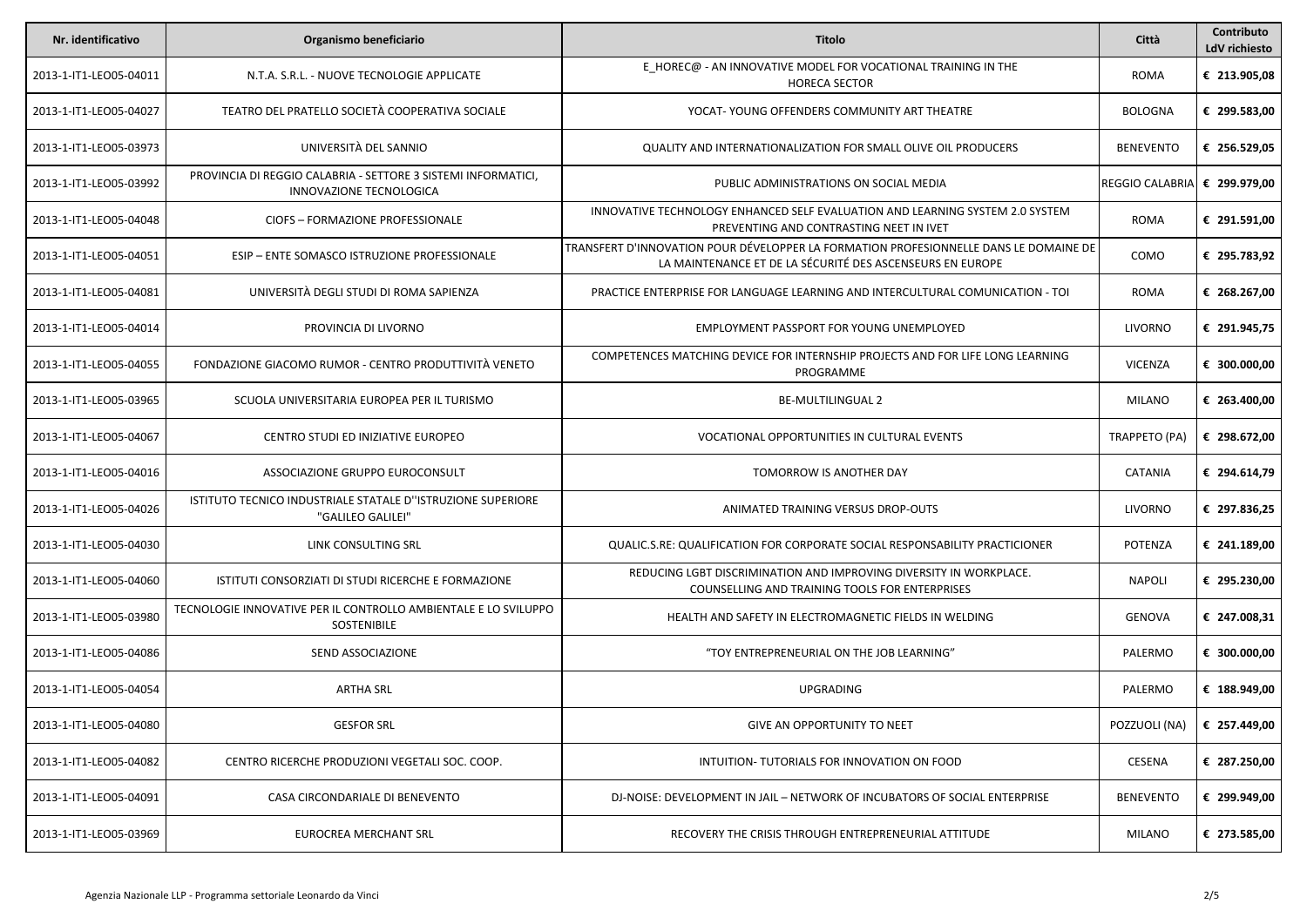| Nr. identificativo | Organismo beneficiario | Titolo | Città | Contributo LdV richiesto |
|---|---|---|---|---|
| 2013-1-IT1-LEO05-04011 | N.T.A. S.R.L. - NUOVE TECNOLOGIE APPLICATE | E_HOREC@ - AN INNOVATIVE MODEL FOR VOCATIONAL TRAINING IN THE HORECA SECTOR | ROMA | € 213.905,08 |
| 2013-1-IT1-LEO05-04027 | TEATRO DEL PRATELLO SOCIETÀ COOPERATIVA SOCIALE | YOCAT- YOUNG OFFENDERS COMMUNITY ART THEATRE | BOLOGNA | € 299.583,00 |
| 2013-1-IT1-LEO05-03973 | UNIVERSITÀ DEL SANNIO | QUALITY AND INTERNATIONALIZATION FOR SMALL OLIVE OIL PRODUCERS | BENEVENTO | € 256.529,05 |
| 2013-1-IT1-LEO05-03992 | PROVINCIA DI REGGIO CALABRIA - SETTORE 3 SISTEMI INFORMATICI, INNOVAZIONE TECNOLOGICA | PUBLIC ADMINISTRATIONS ON SOCIAL MEDIA | REGGIO CALABRIA | € 299.979,00 |
| 2013-1-IT1-LEO05-04048 | CIOFS – FORMAZIONE PROFESSIONALE | INNOVATIVE TECHNOLOGY ENHANCED SELF EVALUATION AND LEARNING SYSTEM 2.0 SYSTEM PREVENTING AND CONTRASTING NEET IN IVET | ROMA | € 291.591,00 |
| 2013-1-IT1-LEO05-04051 | ESIP – ENTE SOMASCO ISTRUZIONE PROFESSIONALE | TRANSFERT D'INNOVATION POUR DÉVELOPPER LA FORMATION PROFESIONNELLE DANS LE DOMAINE DE LA MAINTENANCE ET DE LA SÉCURITÉ DES ASCENSEURS EN EUROPE | COMO | € 295.783,92 |
| 2013-1-IT1-LEO05-04081 | UNIVERSITÀ DEGLI STUDI DI ROMA SAPIENZA | PRACTICE ENTERPRISE FOR LANGUAGE LEARNING AND INTERCULTURAL COMUNICATION - TOI | ROMA | € 268.267,00 |
| 2013-1-IT1-LEO05-04014 | PROVINCIA DI LIVORNO | EMPLOYMENT PASSPORT FOR YOUNG UNEMPLOYED | LIVORNO | € 291.945,75 |
| 2013-1-IT1-LEO05-04055 | FONDAZIONE GIACOMO RUMOR - CENTRO PRODUTTIVITÀ VENETO | COMPETENCES MATCHING DEVICE FOR INTERNSHIP PROJECTS AND FOR LIFE LONG LEARNING PROGRAMME | VICENZA | € 300.000,00 |
| 2013-1-IT1-LEO05-03965 | SCUOLA UNIVERSITARIA EUROPEA PER IL TURISMO | BE-MULTILINGUAL 2 | MILANO | € 263.400,00 |
| 2013-1-IT1-LEO05-04067 | CENTRO STUDI ED INIZIATIVE EUROPEO | VOCATIONAL OPPORTUNITIES IN CULTURAL EVENTS | TRAPPETO (PA) | € 298.672,00 |
| 2013-1-IT1-LEO05-04016 | ASSOCIAZIONE GRUPPO EUROCONSULT | TOMORROW IS ANOTHER DAY | CATANIA | € 294.614,79 |
| 2013-1-IT1-LEO05-04026 | ISTITUTO TECNICO INDUSTRIALE STATALE D''ISTRUZIONE SUPERIORE "GALILEO GALILEI" | ANIMATED TRAINING VERSUS DROP-OUTS | LIVORNO | € 297.836,25 |
| 2013-1-IT1-LEO05-04030 | LINK CONSULTING SRL | QUALIC.S.RE: QUALIFICATION FOR CORPORATE SOCIAL RESPONSABILITY PRACTICIONER | POTENZA | € 241.189,00 |
| 2013-1-IT1-LEO05-04060 | ISTITUTI CONSORZIATI DI STUDI RICERCHE E FORMAZIONE | REDUCING LGBT DISCRIMINATION AND IMPROVING DIVERSITY IN WORKPLACE. COUNSELLING AND TRAINING TOOLS FOR ENTERPRISES | NAPOLI | € 295.230,00 |
| 2013-1-IT1-LEO05-03980 | TECNOLOGIE INNOVATIVE PER IL CONTROLLO AMBIENTALE E LO SVILUPPO SOSTENIBILE | HEALTH AND SAFETY IN ELECTROMAGNETIC FIELDS IN WELDING | GENOVA | € 247.008,31 |
| 2013-1-IT1-LEO05-04086 | SEND ASSOCIAZIONE | "TOY ENTREPRENEURIAL ON THE JOB LEARNING" | PALERMO | € 300.000,00 |
| 2013-1-IT1-LEO05-04054 | ARTHA SRL | UPGRADING | PALERMO | € 188.949,00 |
| 2013-1-IT1-LEO05-04080 | GESFOR SRL | GIVE AN OPPORTUNITY TO NEET | POZZUOLI (NA) | € 257.449,00 |
| 2013-1-IT1-LEO05-04082 | CENTRO RICERCHE PRODUZIONI VEGETALI SOC. COOP. | INTUITION- TUTORIALS FOR INNOVATION ON FOOD | CESENA | € 287.250,00 |
| 2013-1-IT1-LEO05-04091 | CASA CIRCONDARIALE DI BENEVENTO | DJ-NOISE: DEVELOPMENT IN JAIL – NETWORK OF INCUBATORS OF SOCIAL ENTERPRISE | BENEVENTO | € 299.949,00 |
| 2013-1-IT1-LEO05-03969 | EUROCREA MERCHANT SRL | RECOVERY THE CRISIS THROUGH ENTREPRENEURIAL ATTITUDE | MILANO | € 273.585,00 |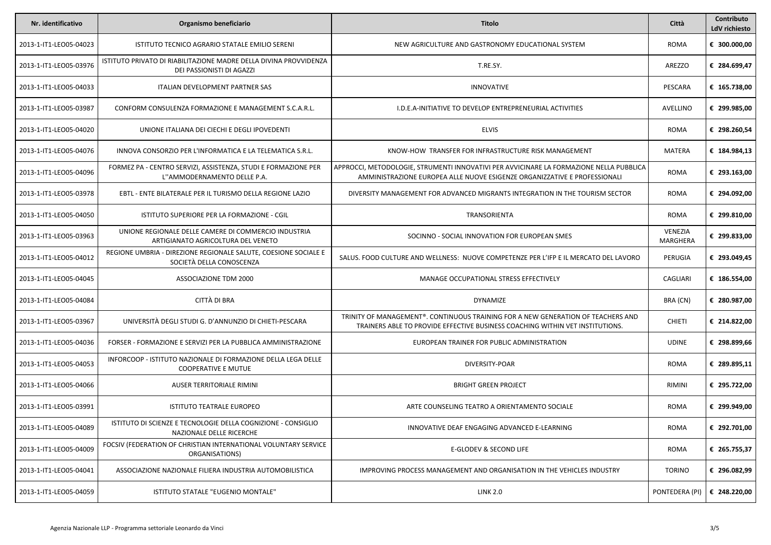| Nr. identificativo | Organismo beneficiario | Titolo | Città | Contributo LdV richiesto |
|---|---|---|---|---|
| 2013-1-IT1-LEO05-04023 | ISTITUTO TECNICO AGRARIO STATALE EMILIO SERENI | NEW AGRICULTURE AND GASTRONOMY EDUCATIONAL SYSTEM | ROMA | € 300.000,00 |
| 2013-1-IT1-LEO05-03976 | ISTITUTO PRIVATO DI RIABILITAZIONE MADRE DELLA DIVINA PROVVIDENZA DEI PASSIONISTI DI AGAZZI | T.RE.SY. | AREZZO | € 284.699,47 |
| 2013-1-IT1-LEO05-04033 | ITALIAN DEVELOPMENT PARTNER SAS | INNOVATIVE | PESCARA | € 165.738,00 |
| 2013-1-IT1-LEO05-03987 | CONFORM CONSULENZA FORMAZIONE E MANAGEMENT S.C.A.R.L. | I.D.E.A-INITIATIVE TO DEVELOP ENTREPRENEURIAL ACTIVITIES | AVELLINO | € 299.985,00 |
| 2013-1-IT1-LEO05-04020 | UNIONE ITALIANA DEI CIECHI E DEGLI IPOVEDENTI | ELVIS | ROMA | € 298.260,54 |
| 2013-1-IT1-LEO05-04076 | INNOVA CONSORZIO PER L'INFORMATICA E LA TELEMATICA S.R.L. | KNOW-HOW TRANSFER FOR INFRASTRUCTURE RISK MANAGEMENT | MATERA | € 184.984,13 |
| 2013-1-IT1-LEO05-04096 | FORMEZ PA - CENTRO SERVIZI, ASSISTENZA, STUDI E FORMAZIONE PER L''AMMODERNAMENTO DELLE P.A. | APPROCCI, METODOLOGIE, STRUMENTI INNOVATIVI PER AVVICINARE LA FORMAZIONE NELLA PUBBLICA AMMINISTRAZIONE EUROPEA ALLE NUOVE ESIGENZE ORGANIZZATIVE E PROFESSIONALI | ROMA | € 293.163,00 |
| 2013-1-IT1-LEO05-03978 | EBTL - ENTE BILATERALE PER IL TURISMO DELLA REGIONE LAZIO | DIVERSITY MANAGEMENT FOR ADVANCED MIGRANTS INTEGRATION IN THE TOURISM SECTOR | ROMA | € 294.092,00 |
| 2013-1-IT1-LEO05-04050 | ISTITUTO SUPERIORE PER LA FORMAZIONE - CGIL | TRANSORIENTA | ROMA | € 299.810,00 |
| 2013-1-IT1-LEO05-03963 | UNIONE REGIONALE DELLE CAMERE DI COMMERCIO INDUSTRIA ARTIGIANATO AGRICOLTURA DEL VENETO | SOCINNO - SOCIAL INNOVATION FOR EUROPEAN SMES | VENEZIA MARGHERA | € 299.833,00 |
| 2013-1-IT1-LEO05-04012 | REGIONE UMBRIA - DIREZIONE REGIONALE SALUTE, COESIONE SOCIALE E SOCIETÀ DELLA CONOSCENZA | SALUS. FOOD CULTURE AND WELLNESS: NUOVE COMPETENZE PER L'IFP E IL MERCATO DEL LAVORO | PERUGIA | € 293.049,45 |
| 2013-1-IT1-LEO05-04045 | ASSOCIAZIONE TDM 2000 | MANAGE OCCUPATIONAL STRESS EFFECTIVELY | CAGLIARI | € 186.554,00 |
| 2013-1-IT1-LEO05-04084 | CITTÀ DI BRA | DYNAMIZE | BRA (CN) | € 280.987,00 |
| 2013-1-IT1-LEO05-03967 | UNIVERSITÀ DEGLI STUDI G. D'ANNUNZIO DI CHIETI-PESCARA | TRINITY OF MANAGEMENT®. CONTINUOUS TRAINING FOR A NEW GENERATION OF TEACHERS AND TRAINERS ABLE TO PROVIDE EFFECTIVE BUSINESS COACHING WITHIN VET INSTITUTIONS. | CHIETI | € 214.822,00 |
| 2013-1-IT1-LEO05-04036 | FORSER - FORMAZIONE E SERVIZI PER LA PUBBLICA AMMINISTRAZIONE | EUROPEAN TRAINER FOR PUBLIC ADMINISTRATION | UDINE | € 298.899,66 |
| 2013-1-IT1-LEO05-04053 | INFORCOOP - ISTITUTO NAZIONALE DI FORMAZIONE DELLA LEGA DELLE COOPERATIVE E MUTUE | DIVERSITY-POAR | ROMA | € 289.895,11 |
| 2013-1-IT1-LEO05-04066 | AUSER TERRITORIALE RIMINI | BRIGHT GREEN PROJECT | RIMINI | € 295.722,00 |
| 2013-1-IT1-LEO05-03991 | ISTITUTO TEATRALE EUROPEO | ARTE COUNSELING TEATRO A ORIENTAMENTO SOCIALE | ROMA | € 299.949,00 |
| 2013-1-IT1-LEO05-04089 | ISTITUTO DI SCIENZE E TECNOLOGIE DELLA COGNIZIONE - CONSIGLIO NAZIONALE DELLE RICERCHE | INNOVATIVE DEAF ENGAGING ADVANCED E-LEARNING | ROMA | € 292.701,00 |
| 2013-1-IT1-LEO05-04009 | FOCSIV (FEDERATION OF CHRISTIAN INTERNATIONAL VOLUNTARY SERVICE ORGANISATIONS) | E-GLODEV & SECOND LIFE | ROMA | € 265.755,37 |
| 2013-1-IT1-LEO05-04041 | ASSOCIAZIONE NAZIONALE FILIERA INDUSTRIA AUTOMOBILISTICA | IMPROVING PROCESS MANAGEMENT AND ORGANISATION IN THE VEHICLES INDUSTRY | TORINO | € 296.082,99 |
| 2013-1-IT1-LEO05-04059 | ISTITUTO STATALE "EUGENIO MONTALE" | LINK 2.0 | PONTEDERA (PI) | € 248.220,00 |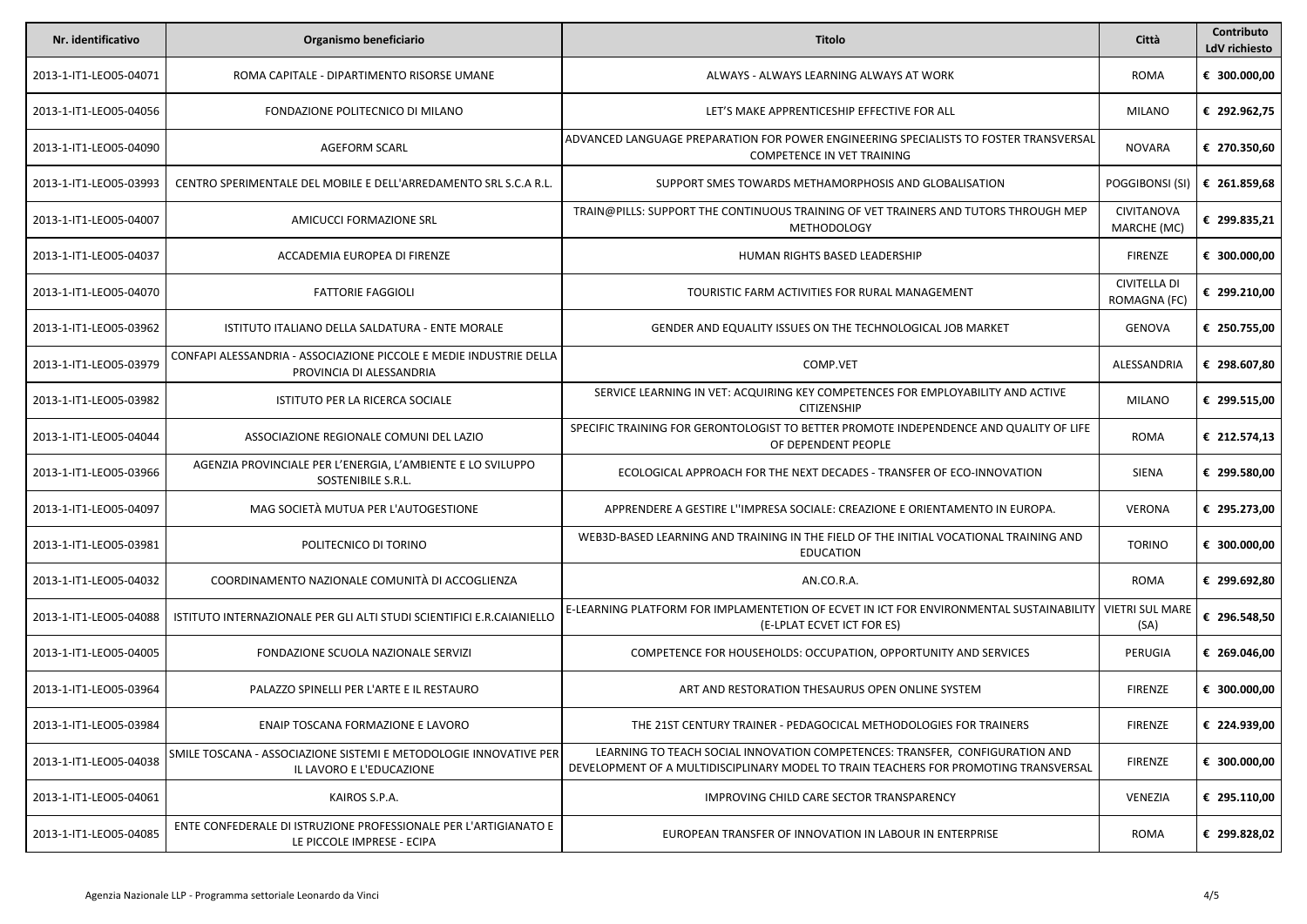| Nr. identificativo | Organismo beneficiario | Titolo | Città | Contributo LdV richiesto |
|---|---|---|---|---|
| 2013-1-IT1-LEO05-04071 | ROMA CAPITALE - DIPARTIMENTO RISORSE UMANE | ALWAYS - ALWAYS LEARNING ALWAYS AT WORK | ROMA | € 300.000,00 |
| 2013-1-IT1-LEO05-04056 | FONDAZIONE POLITECNICO DI MILANO | LET'S MAKE APPRENTICESHIP EFFECTIVE FOR ALL | MILANO | € 292.962,75 |
| 2013-1-IT1-LEO05-04090 | AGEFORM SCARL | ADVANCED LANGUAGE PREPARATION FOR POWER ENGINEERING SPECIALISTS TO FOSTER TRANSVERSAL COMPETENCE IN VET TRAINING | NOVARA | € 270.350,60 |
| 2013-1-IT1-LEO05-03993 | CENTRO SPERIMENTALE DEL MOBILE E DELL'ARREDAMENTO SRL S.C.A R.L. | SUPPORT SMES TOWARDS METHAMORPHOSIS AND GLOBALISATION | POGGIBONSI (SI) | € 261.859,68 |
| 2013-1-IT1-LEO05-04007 | AMICUCCI FORMAZIONE SRL | TRAIN@PILLS: SUPPORT THE CONTINUOUS TRAINING OF VET TRAINERS AND TUTORS THROUGH MEP METHODOLOGY | CIVITANOVA MARCHE (MC) | € 299.835,21 |
| 2013-1-IT1-LEO05-04037 | ACCADEMIA EUROPEA DI FIRENZE | HUMAN RIGHTS BASED LEADERSHIP | FIRENZE | € 300.000,00 |
| 2013-1-IT1-LEO05-04070 | FATTORIE FAGGIOLI | TOURISTIC FARM ACTIVITIES FOR RURAL MANAGEMENT | CIVITELLA DI ROMAGNA (FC) | € 299.210,00 |
| 2013-1-IT1-LEO05-03962 | ISTITUTO ITALIANO DELLA SALDATURA - ENTE MORALE | GENDER AND EQUALITY ISSUES ON THE TECHNOLOGICAL JOB MARKET | GENOVA | € 250.755,00 |
| 2013-1-IT1-LEO05-03979 | CONFAPI ALESSANDRIA - ASSOCIAZIONE PICCOLE E MEDIE INDUSTRIE DELLA PROVINCIA DI ALESSANDRIA | COMP.VET | ALESSANDRIA | € 298.607,80 |
| 2013-1-IT1-LEO05-03982 | ISTITUTO PER LA RICERCA SOCIALE | SERVICE LEARNING IN VET: ACQUIRING KEY COMPETENCES FOR EMPLOYABILITY AND ACTIVE CITIZENSHIP | MILANO | € 299.515,00 |
| 2013-1-IT1-LEO05-04044 | ASSOCIAZIONE REGIONALE COMUNI DEL LAZIO | SPECIFIC TRAINING FOR GERONTOLOGIST TO BETTER PROMOTE INDEPENDENCE AND QUALITY OF LIFE OF DEPENDENT PEOPLE | ROMA | € 212.574,13 |
| 2013-1-IT1-LEO05-03966 | AGENZIA PROVINCIALE PER L'ENERGIA, L'AMBIENTE E LO SVILUPPO SOSTENIBILE S.R.L. | ECOLOGICAL APPROACH FOR THE NEXT DECADES - TRANSFER OF ECO-INNOVATION | SIENA | € 299.580,00 |
| 2013-1-IT1-LEO05-04097 | MAG SOCIETÀ MUTUA PER L'AUTOGESTIONE | APPRENDERE A GESTIRE L''IMPRESA SOCIALE: CREAZIONE E ORIENTAMENTO IN EUROPA. | VERONA | € 295.273,00 |
| 2013-1-IT1-LEO05-03981 | POLITECNICO DI TORINO | WEB3D-BASED LEARNING AND TRAINING IN THE FIELD OF THE INITIAL VOCATIONAL TRAINING AND EDUCATION | TORINO | € 300.000,00 |
| 2013-1-IT1-LEO05-04032 | COORDINAMENTO NAZIONALE COMUNITÀ DI ACCOGLIENZA | AN.CO.R.A. | ROMA | € 299.692,80 |
| 2013-1-IT1-LEO05-04088 | ISTITUTO INTERNAZIONALE PER GLI ALTI STUDI SCIENTIFICI E.R.CAIANIELLO | E-LEARNING PLATFORM FOR IMPLAMENTETION OF ECVET IN ICT FOR ENVIRONMENTAL SUSTAINABILITY (E-LPLAT ECVET ICT FOR ES) | VIETRI SUL MARE (SA) | € 296.548,50 |
| 2013-1-IT1-LEO05-04005 | FONDAZIONE SCUOLA NAZIONALE SERVIZI | COMPETENCE FOR HOUSEHOLDS: OCCUPATION, OPPORTUNITY AND SERVICES | PERUGIA | € 269.046,00 |
| 2013-1-IT1-LEO05-03964 | PALAZZO SPINELLI PER L'ARTE E IL RESTAURO | ART AND RESTORATION THESAURUS OPEN ONLINE SYSTEM | FIRENZE | € 300.000,00 |
| 2013-1-IT1-LEO05-03984 | ENAIP TOSCANA FORMAZIONE E LAVORO | THE 21ST CENTURY TRAINER - PEDAGOCICAL METHODOLOGIES FOR TRAINERS | FIRENZE | € 224.939,00 |
| 2013-1-IT1-LEO05-04038 | SMILE TOSCANA - ASSOCIAZIONE SISTEMI E METODOLOGIE INNOVATIVE PER IL LAVORO E L'EDUCAZIONE | LEARNING TO TEACH SOCIAL INNOVATION COMPETENCES: TRANSFER, CONFIGURATION AND DEVELOPMENT OF A MULTIDISCIPLINARY MODEL TO TRAIN TEACHERS FOR PROMOTING TRANSVERSAL | FIRENZE | € 300.000,00 |
| 2013-1-IT1-LEO05-04061 | KAIROS S.P.A. | IMPROVING CHILD CARE SECTOR TRANSPARENCY | VENEZIA | € 295.110,00 |
| 2013-1-IT1-LEO05-04085 | ENTE CONFEDERALE DI ISTRUZIONE PROFESSIONALE PER L'ARTIGIANATO E LE PICCOLE IMPRESE - ECIPA | EUROPEAN TRANSFER OF INNOVATION IN LABOUR IN ENTERPRISE | ROMA | € 299.828,02 |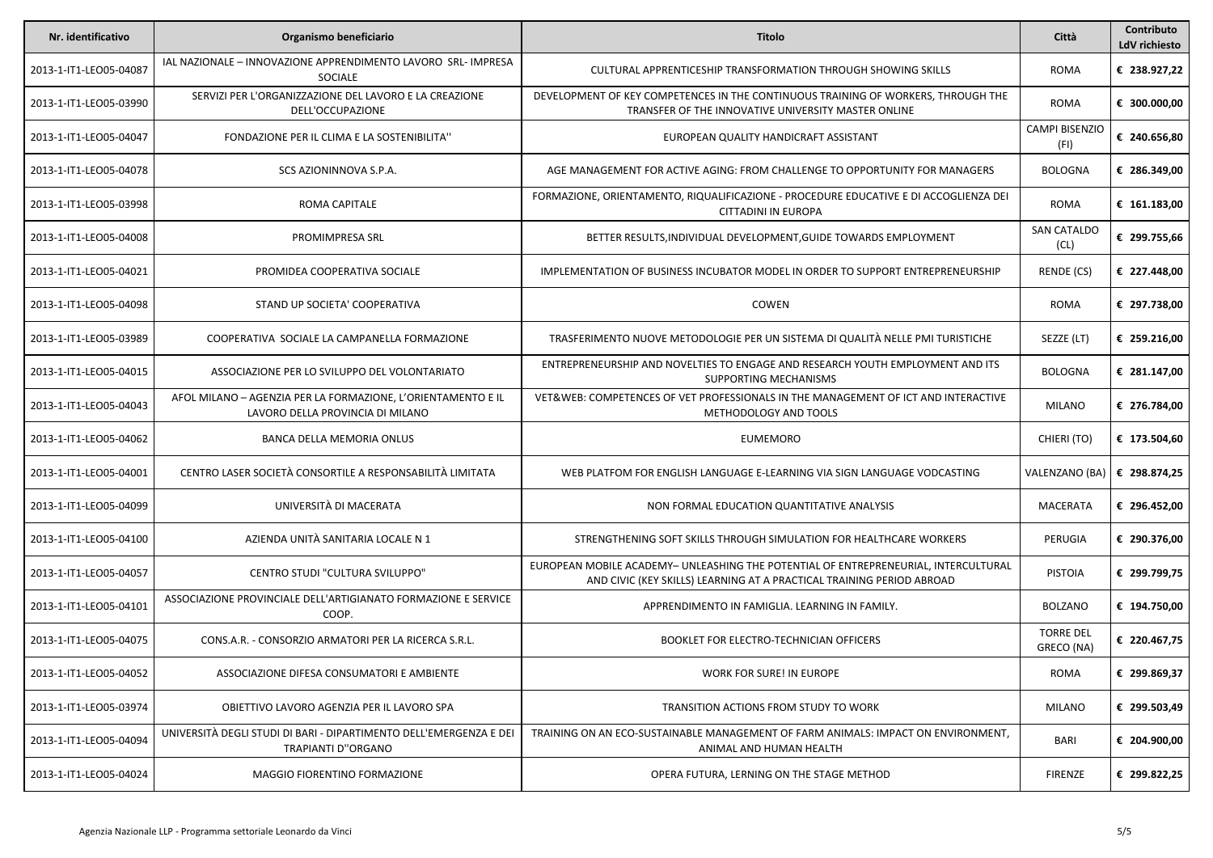| Nr. identificativo | Organismo beneficiario | Titolo | Città | Contributo LdV richiesto |
|---|---|---|---|---|
| 2013-1-IT1-LEO05-04087 | IAL NAZIONALE – INNOVAZIONE APPRENDIMENTO LAVORO SRL- IMPRESA SOCIALE | CULTURAL APPRENTICESHIP TRANSFORMATION THROUGH SHOWING SKILLS | ROMA | € 238.927,22 |
| 2013-1-IT1-LEO05-03990 | SERVIZI PER L'ORGANIZZAZIONE DEL LAVORO E LA CREAZIONE DELL'OCCUPAZIONE | DEVELOPMENT OF KEY COMPETENCES IN THE CONTINUOUS TRAINING OF WORKERS, THROUGH THE TRANSFER OF THE INNOVATIVE UNIVERSITY MASTER ONLINE | ROMA | € 300.000,00 |
| 2013-1-IT1-LEO05-04047 | FONDAZIONE PER IL CLIMA E LA SOSTENIBILITA'' | EUROPEAN QUALITY HANDICRAFT ASSISTANT | CAMPI BISENZIO (FI) | € 240.656,80 |
| 2013-1-IT1-LEO05-04078 | SCS AZIONINNOVA S.P.A. | AGE MANAGEMENT FOR ACTIVE AGING: FROM CHALLENGE TO OPPORTUNITY FOR MANAGERS | BOLOGNA | € 286.349,00 |
| 2013-1-IT1-LEO05-03998 | ROMA CAPITALE | FORMAZIONE, ORIENTAMENTO, RIQUALIFICAZIONE - PROCEDURE EDUCATIVE E DI ACCOGLIENZA DEI CITTADINI IN EUROPA | ROMA | € 161.183,00 |
| 2013-1-IT1-LEO05-04008 | PROMIMPRESA SRL | BETTER RESULTS,INDIVIDUAL DEVELOPMENT,GUIDE TOWARDS EMPLOYMENT | SAN CATALDO (CL) | € 299.755,66 |
| 2013-1-IT1-LEO05-04021 | PROMIDEA COOPERATIVA SOCIALE | IMPLEMENTATION OF BUSINESS INCUBATOR MODEL IN ORDER TO SUPPORT ENTREPRENEURSHIP | RENDE (CS) | € 227.448,00 |
| 2013-1-IT1-LEO05-04098 | STAND UP SOCIETA' COOPERATIVA | COWEN | ROMA | € 297.738,00 |
| 2013-1-IT1-LEO05-03989 | COOPERATIVA SOCIALE LA CAMPANELLA FORMAZIONE | TRASFERIMENTO NUOVE METODOLOGIE PER UN SISTEMA DI QUALITÀ NELLE PMI TURISTICHE | SEZZE (LT) | € 259.216,00 |
| 2013-1-IT1-LEO05-04015 | ASSOCIAZIONE PER LO SVILUPPO DEL VOLONTARIATO | ENTREPRENEURSHIP AND NOVELTIES TO ENGAGE AND RESEARCH YOUTH EMPLOYMENT AND ITS SUPPORTING MECHANISMS | BOLOGNA | € 281.147,00 |
| 2013-1-IT1-LEO05-04043 | AFOL MILANO – AGENZIA PER LA FORMAZIONE, L'ORIENTAMENTO E IL LAVORO DELLA PROVINCIA DI MILANO | VET&WEB: COMPETENCES OF VET PROFESSIONALS IN THE MANAGEMENT OF ICT AND INTERACTIVE METHODOLOGY AND TOOLS | MILANO | € 276.784,00 |
| 2013-1-IT1-LEO05-04062 | BANCA DELLA MEMORIA ONLUS | EUMEMORO | CHIERI (TO) | € 173.504,60 |
| 2013-1-IT1-LEO05-04001 | CENTRO LASER SOCIETÀ CONSORTILE A RESPONSABILITÀ LIMITATA | WEB PLATFOM FOR ENGLISH LANGUAGE E-LEARNING VIA SIGN LANGUAGE VODCASTING | VALENZANO (BA) | € 298.874,25 |
| 2013-1-IT1-LEO05-04099 | UNIVERSITÀ DI MACERATA | NON FORMAL EDUCATION QUANTITATIVE ANALYSIS | MACERATA | € 296.452,00 |
| 2013-1-IT1-LEO05-04100 | AZIENDA UNITÀ SANITARIA LOCALE N 1 | STRENGTHENING SOFT SKILLS THROUGH SIMULATION FOR HEALTHCARE WORKERS | PERUGIA | € 290.376,00 |
| 2013-1-IT1-LEO05-04057 | CENTRO STUDI "CULTURA SVILUPPO" | EUROPEAN MOBILE ACADEMY– UNLEASHING THE POTENTIAL OF ENTREPRENEURIAL, INTERCULTURAL AND CIVIC (KEY SKILLS) LEARNING AT A PRACTICAL TRAINING PERIOD ABROAD | PISTOIA | € 299.799,75 |
| 2013-1-IT1-LEO05-04101 | ASSOCIAZIONE PROVINCIALE DELL'ARTIGIANATO FORMAZIONE E SERVICE COOP. | APPRENDIMENTO IN FAMIGLIA. LEARNING IN FAMILY. | BOLZANO | € 194.750,00 |
| 2013-1-IT1-LEO05-04075 | CONS.A.R. - CONSORZIO ARMATORI PER LA RICERCA S.R.L. | BOOKLET FOR ELECTRO-TECHNICIAN OFFICERS | TORRE DEL GRECO (NA) | € 220.467,75 |
| 2013-1-IT1-LEO05-04052 | ASSOCIAZIONE DIFESA CONSUMATORI E AMBIENTE | WORK FOR SURE! IN EUROPE | ROMA | € 299.869,37 |
| 2013-1-IT1-LEO05-03974 | OBIETTIVO LAVORO AGENZIA PER IL LAVORO SPA | TRANSITION ACTIONS FROM STUDY TO WORK | MILANO | € 299.503,49 |
| 2013-1-IT1-LEO05-04094 | UNIVERSITÀ DEGLI STUDI DI BARI - DIPARTIMENTO DELL'EMERGENZA E DEI TRAPIANTI D''ORGANO | TRAINING ON AN ECO-SUSTAINABLE MANAGEMENT OF FARM ANIMALS: IMPACT ON ENVIRONMENT, ANIMAL AND HUMAN HEALTH | BARI | € 204.900,00 |
| 2013-1-IT1-LEO05-04024 | MAGGIO FIORENTINO FORMAZIONE | OPERA FUTURA, LERNING ON THE STAGE METHOD | FIRENZE | € 299.822,25 |

Agenzia Nazionale LLP - Programma settoriale Leonardo da Vinci